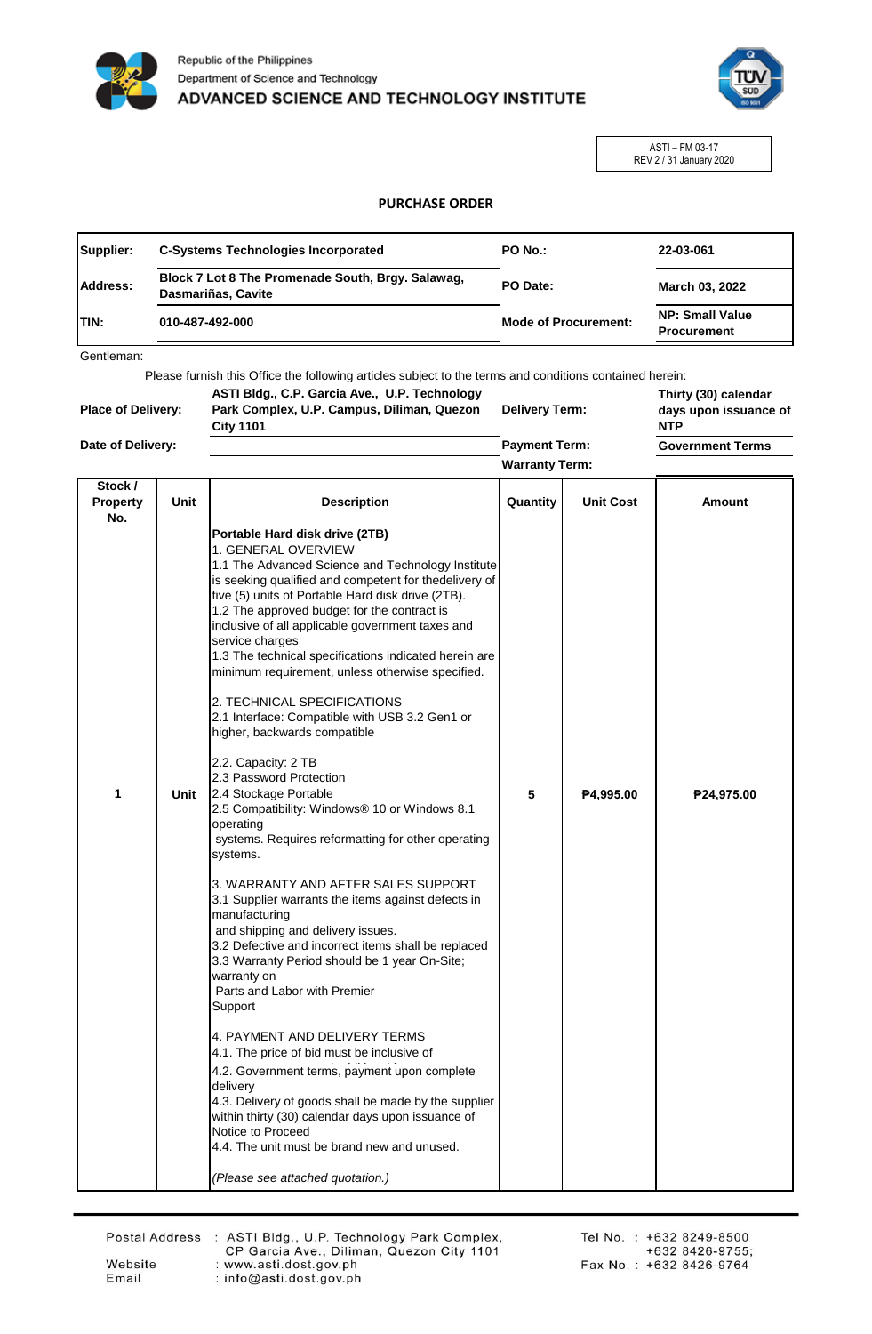Republic of the Philippines
Department of Science and Technology
**ADVANCED SCIENCE AND TECHNOLOGY INSTITUTE**

ASTI – FM 03-17
REV 2 / 31 January 2020

## PURCHASE ORDER

| | | | |
|---|---|---|---|
| **Supplier:** | **C-Systems Technologies Incorporated** | **PO No.:** | **22-03-061** |
| **Address:** | **Block 7 Lot 8 The Promenade South, Brgy. Salawag, Dasmariñas, Cavite** | **PO Date:** | **March 03, 2022** |
| **TIN:** | **010-487-492-000** | **Mode of Procurement:** | **NP: Small Value Procurement** |

Gentleman:

Please furnish this Office the following articles subject to the terms and conditions contained herein:

| | | | |
|---|---|---|---|
| **Place of Delivery:** | **ASTI Bldg., C.P. Garcia Ave., U.P. Technology Park Complex, U.P. Campus, Diliman, Quezon City 1101** | **Delivery Term:** | **Thirty (30) calendar days upon issuance of NTP** |
| **Date of Delivery:** | | **Payment Term:** | **Government Terms** |
| | | **Warranty Term:** | |

| Stock / Property No. | Unit | Description | Quantity | Unit Cost | Amount |
|---|---|---|---|---|---|
| 1 | Unit | **Portable Hard disk drive (2TB)**<br>1. GENERAL OVERVIEW<br>1.1 The Advanced Science and Technology Institute is seeking qualified and competent for thedelivery of five (5) units of Portable Hard disk drive (2TB).<br>1.2 The approved budget for the contract is inclusive of all applicable government taxes and service charges<br>1.3 The technical specifications indicated herein are minimum requirement, unless otherwise specified.<br><br>2. TECHNICAL SPECIFICATIONS<br>2.1 Interface: Compatible with USB 3.2 Gen1 or higher, backwards compatible<br><br>2.2. Capacity: 2 TB<br>2.3 Password Protection<br>2.4 Stockage Portable<br>2.5 Compatibility: Windows® 10 or Windows 8.1 operating systems. Requires reformatting for other operating systems.<br><br>3. WARRANTY AND AFTER SALES SUPPORT<br>3.1 Supplier warrants the items against defects in manufacturing and shipping and delivery issues.<br>3.2 Defective and incorrect items shall be replaced<br>3.3 Warranty Period should be 1 year On-Site; warranty on Parts and Labor with Premier Support<br><br>4. PAYMENT AND DELIVERY TERMS<br>4.1. The price of bid must be inclusive of<br>4.2. Government terms, payment upon complete delivery<br>4.3. Delivery of goods shall be made by the supplier within thirty (30) calendar days upon issuance of Notice to Proceed<br>4.4. The unit must be brand new and unused.<br><br>*(Please see attached quotation.)* | 5 | ₱4,995.00 | ₱24,975.00 |

Postal Address : ASTI Bldg., U.P. Technology Park Complex, CP Garcia Ave., Diliman, Quezon City 1101
Website : www.asti.dost.gov.ph
Email : info@asti.dost.gov.ph
Tel No. : +632 8249-8500, +632 8426-9755;
Fax No. : +632 8426-9764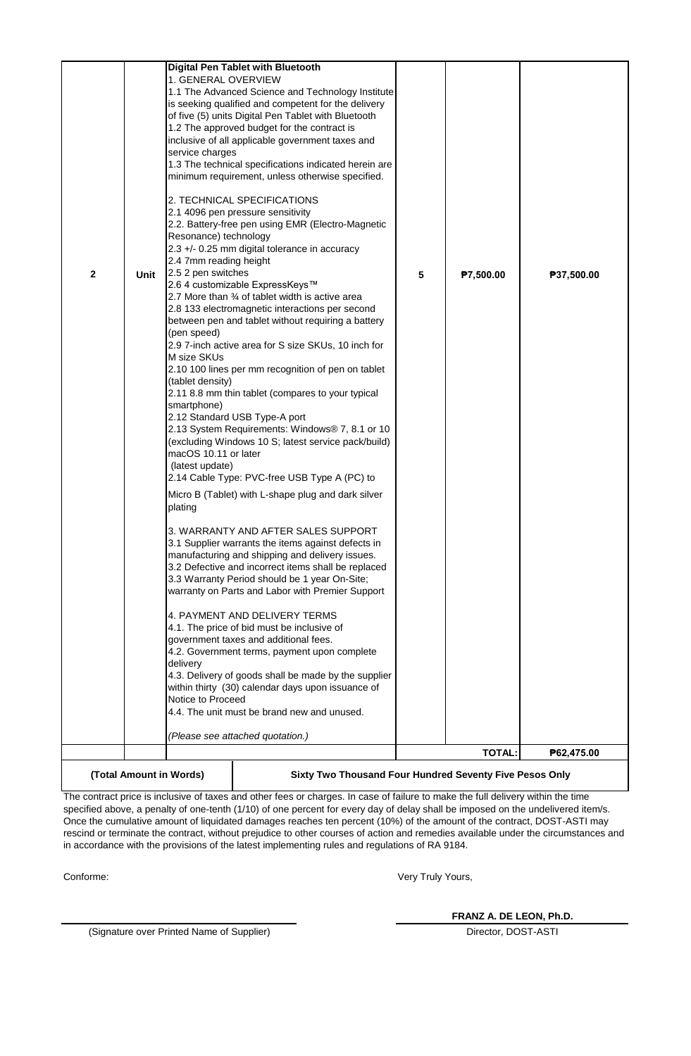| 2 | Unit | **Digital Pen Tablet with Bluetooth**<br>1. GENERAL OVERVIEW<br>1.1 The Advanced Science and Technology Institute is seeking qualified and competent for the delivery of five (5) units Digital Pen Tablet with Bluetooth<br>1.2 The approved budget for the contract is inclusive of all applicable government taxes and service charges<br>1.3 The technical specifications indicated herein are minimum requirement, unless otherwise specified.<br><br>2. TECHNICAL SPECIFICATIONS<br>2.1 4096 pen pressure sensitivity<br>2.2. Battery-free pen using EMR (Electro-Magnetic Resonance) technology<br>2.3 +/- 0.25 mm digital tolerance in accuracy<br>2.4 7mm reading height<br>2.5 2 pen switches<br>2.6 4 customizable ExpressKeys™<br>2.7 More than ¾ of tablet width is active area<br>2.8 133 electromagnetic interactions per second between pen and tablet without requiring a battery (pen speed)<br>2.9 7-inch active area for S size SKUs, 10 inch for M size SKUs<br>2.10 100 lines per mm recognition of pen on tablet (tablet density)<br>2.11 8.8 mm thin tablet (compares to your typical smartphone)<br>2.12 Standard USB Type-A port<br>2.13 System Requirements: Windows® 7, 8.1 or 10 (excluding Windows 10 S; latest service pack/build) macOS 10.11 or later (latest update)<br>2.14 Cable Type: PVC-free USB Type A (PC) to Micro B (Tablet) with L-shape plug and dark silver plating<br><br>3. WARRANTY AND AFTER SALES SUPPORT<br>3.1 Supplier warrants the items against defects in manufacturing and shipping and delivery issues.<br>3.2 Defective and incorrect items shall be replaced<br>3.3 Warranty Period should be 1 year On-Site; warranty on Parts and Labor with Premier Support<br><br>4. PAYMENT AND DELIVERY TERMS<br>4.1. The price of bid must be inclusive of government taxes and additional fees.<br>4.2. Government terms, payment upon complete delivery<br>4.3. Delivery of goods shall be made by the supplier within thirty (30) calendar days upon issuance of Notice to Proceed<br>4.4. The unit must be brand new and unused.<br><br>*(Please see attached quotation.)* | 5 | ₱7,500.00 | ₱37,500.00 |
|---|---|---|---|---|---|
| | | | | **TOTAL:** | **₱62,475.00** |
| **(Total Amount in Words)** | | **Sixty Two Thousand Four Hundred Seventy Five Pesos Only** | | | |

The contract price is inclusive of taxes and other fees or charges. In case of failure to make the full delivery within the time specified above, a penalty of one-tenth (1/10) of one percent for every day of delay shall be imposed on the undelivered item/s. Once the cumulative amount of liquidated damages reaches ten percent (10%) of the amount of the contract, DOST-ASTI may rescind or terminate the contract, without prejudice to other courses of action and remedies available under the circumstances and in accordance with the provisions of the latest implementing rules and regulations of RA 9184.

Conforme:

(Signature over Printed Name of Supplier)

Very Truly Yours,

**FRANZ A. DE LEON, Ph.D.**
Director, DOST-ASTI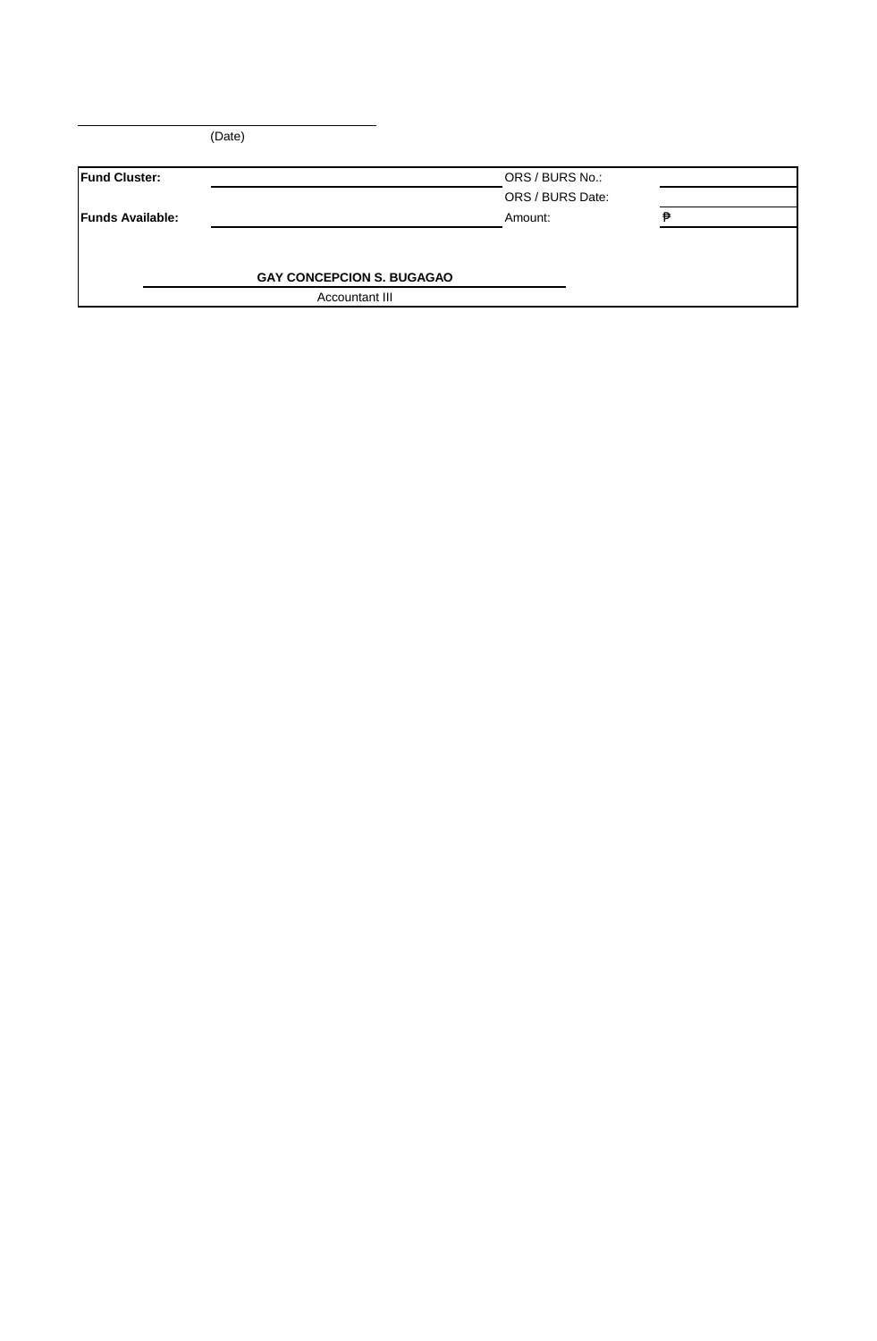______________________________
(Date)

| | | | |
|---|---|---|---|
| **Fund Cluster:** | | ORS / BURS No.: | |
| | | ORS / BURS Date: | |
| **Funds Available:** | | Amount: | ₱ |

**GAY CONCEPCION S. BUGAGAO**
Accountant III